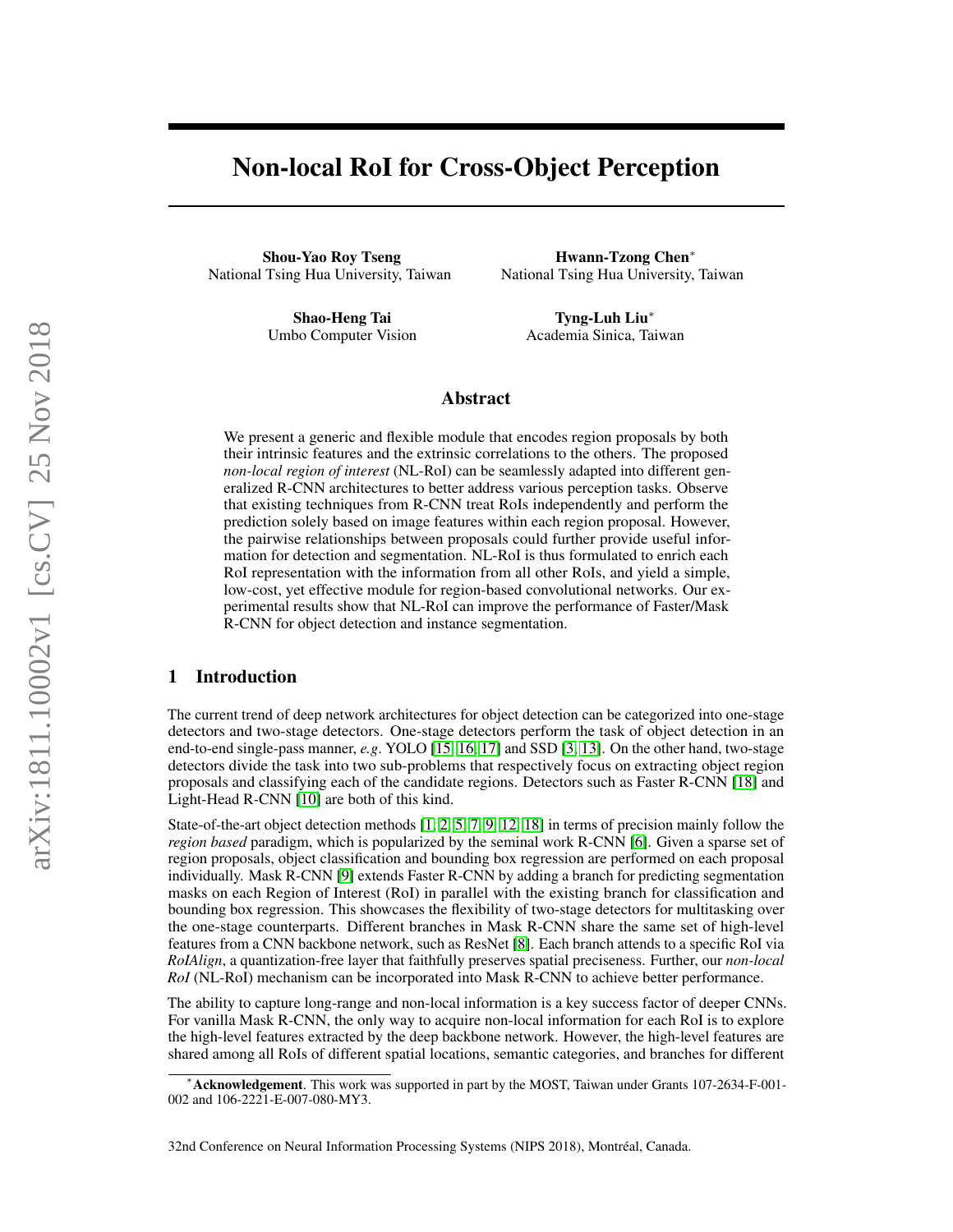# Non-local RoI for Cross-Object Perception

**Shou-Yao Roy Tseng**
National Tsing Hua University, Taiwan

**Hwann-Tzong Chen***
National Tsing Hua University, Taiwan

**Shao-Heng Tai**
Umbo Computer Vision

**Tyng-Luh Liu***
Academia Sinica, Taiwan

## Abstract

We present a generic and flexible module that encodes region proposals by both their intrinsic features and the extrinsic correlations to the others. The proposed *non-local region of interest* (NL-RoI) can be seamlessly adapted into different generalized R-CNN architectures to better address various perception tasks. Observe that existing techniques from R-CNN treat RoIs independently and perform the prediction solely based on image features within each region proposal. However, the pairwise relationships between proposals could further provide useful information for detection and segmentation. NL-RoI is thus formulated to enrich each RoI representation with the information from all other RoIs, and yield a simple, low-cost, yet effective module for region-based convolutional networks. Our experimental results show that NL-RoI can improve the performance of Faster/Mask R-CNN for object detection and instance segmentation.

## 1 Introduction

The current trend of deep network architectures for object detection can be categorized into one-stage detectors and two-stage detectors. One-stage detectors perform the task of object detection in an end-to-end single-pass manner, *e.g.* YOLO [15, 16, 17] and SSD [3, 13]. On the other hand, two-stage detectors divide the task into two sub-problems that respectively focus on extracting object region proposals and classifying each of the candidate regions. Detectors such as Faster R-CNN [18] and Light-Head R-CNN [10] are both of this kind.

State-of-the-art object detection methods [1, 2, 5, 7, 9, 12, 18] in terms of precision mainly follow the *region based* paradigm, which is popularized by the seminal work R-CNN [6]. Given a sparse set of region proposals, object classification and bounding box regression are performed on each proposal individually. Mask R-CNN [9] extends Faster R-CNN by adding a branch for predicting segmentation masks on each Region of Interest (RoI) in parallel with the existing branch for classification and bounding box regression. This showcases the flexibility of two-stage detectors for multitasking over the one-stage counterparts. Different branches in Mask R-CNN share the same set of high-level features from a CNN backbone network, such as ResNet [8]. Each branch attends to a specific RoI via *RoIAlign*, a quantization-free layer that faithfully preserves spatial preciseness. Further, our *non-local RoI* (NL-RoI) mechanism can be incorporated into Mask R-CNN to achieve better performance.

The ability to capture long-range and non-local information is a key success factor of deeper CNNs. For vanilla Mask R-CNN, the only way to acquire non-local information for each RoI is to explore the high-level features extracted by the deep backbone network. However, the high-level features are shared among all RoIs of different spatial locations, semantic categories, and branches for different

*\*Acknowledgement*. This work was supported in part by the MOST, Taiwan under Grants 107-2634-F-001-002 and 106-2221-E-007-080-MY3.

32nd Conference on Neural Information Processing Systems (NIPS 2018), Montréal, Canada.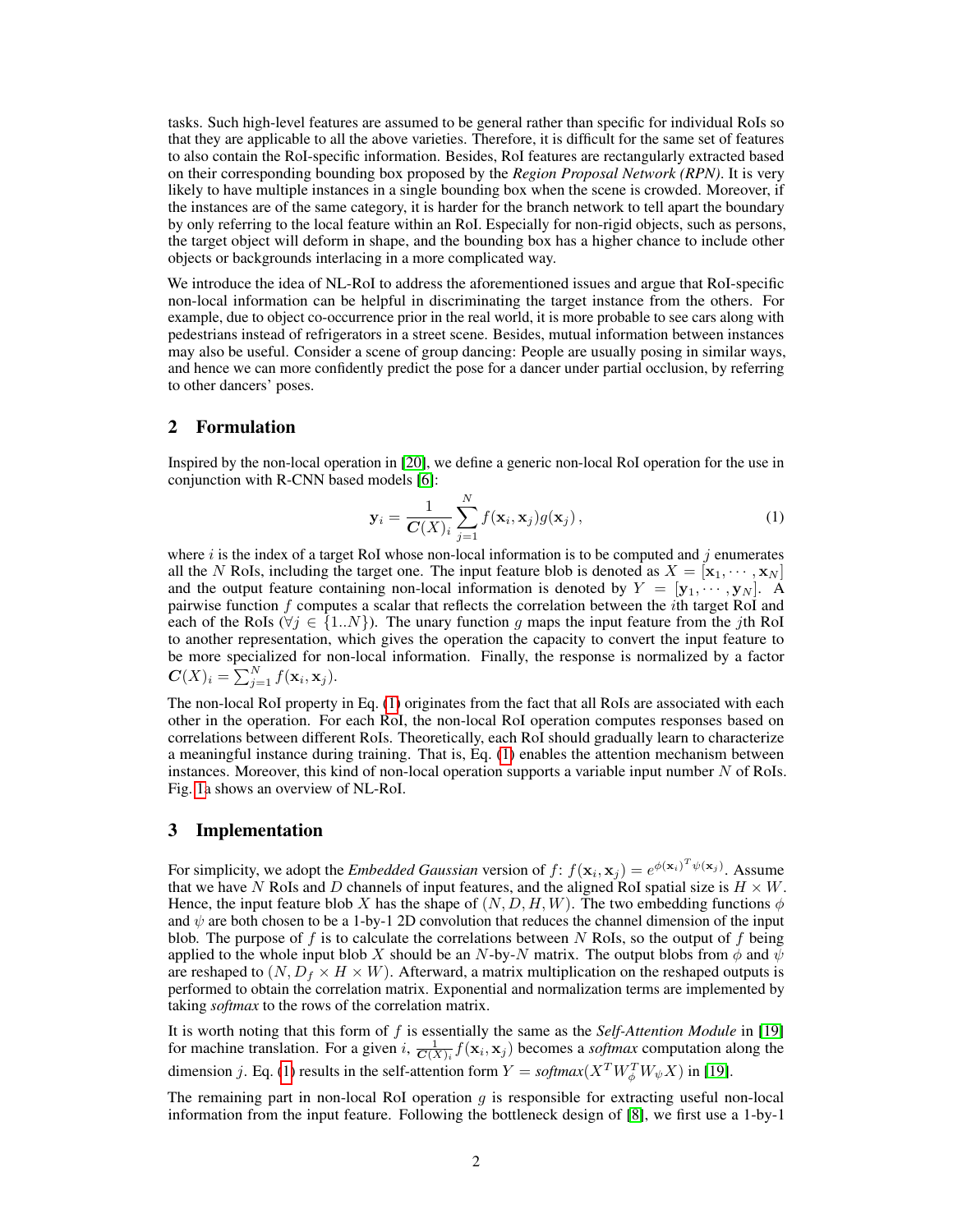tasks. Such high-level features are assumed to be general rather than specific for individual RoIs so that they are applicable to all the above varieties. Therefore, it is difficult for the same set of features to also contain the RoI-specific information. Besides, RoI features are rectangularly extracted based on their corresponding bounding box proposed by the *Region Proposal Network (RPN)*. It is very likely to have multiple instances in a single bounding box when the scene is crowded. Moreover, if the instances are of the same category, it is harder for the branch network to tell apart the boundary by only referring to the local feature within an RoI. Especially for non-rigid objects, such as persons, the target object will deform in shape, and the bounding box has a higher chance to include other objects or backgrounds interlacing in a more complicated way.

We introduce the idea of NL-RoI to address the aforementioned issues and argue that RoI-specific non-local information can be helpful in discriminating the target instance from the others. For example, due to object co-occurrence prior in the real world, it is more probable to see cars along with pedestrians instead of refrigerators in a street scene. Besides, mutual information between instances may also be useful. Consider a scene of group dancing: People are usually posing in similar ways, and hence we can more confidently predict the pose for a dancer under partial occlusion, by referring to other dancers' poses.

## 2 Formulation

Inspired by the non-local operation in [20], we define a generic non-local RoI operation for the use in conjunction with R-CNN based models [6]:

$$\mathbf{y}_i = \frac{1}{\boldsymbol{C}(X)_i} \sum_{j=1}^{N} f(\mathbf{x}_i, \mathbf{x}_j) g(\mathbf{x}_j)\,, \tag{1}$$

where $i$ is the index of a target RoI whose non-local information is to be computed and $j$ enumerates all the $N$ RoIs, including the target one. The input feature blob is denoted as $X = [\mathbf{x}_1, \cdots, \mathbf{x}_N]$ and the output feature containing non-local information is denoted by $Y = [\mathbf{y}_1, \cdots, \mathbf{y}_N]$. A pairwise function $f$ computes a scalar that reflects the correlation between the $i$th target RoI and each of the RoIs ($\forall j \in \{1..N\}$). The unary function $g$ maps the input feature from the $j$th RoI to another representation, which gives the operation the capacity to convert the input feature to be more specialized for non-local information. Finally, the response is normalized by a factor $\boldsymbol{C}(X)_i = \sum_{j=1}^{N} f(\mathbf{x}_i, \mathbf{x}_j)$.

The non-local RoI property in Eq. (1) originates from the fact that all RoIs are associated with each other in the operation. For each RoI, the non-local RoI operation computes responses based on correlations between different RoIs. Theoretically, each RoI should gradually learn to characterize a meaningful instance during training. That is, Eq. (1) enables the attention mechanism between instances. Moreover, this kind of non-local operation supports a variable input number $N$ of RoIs. Fig. 1a shows an overview of NL-RoI.

## 3 Implementation

For simplicity, we adopt the *Embedded Gaussian* version of $f$: $f(\mathbf{x}_i, \mathbf{x}_j) = e^{\phi(\mathbf{x}_i)^T \psi(\mathbf{x}_j)}$. Assume that we have $N$ RoIs and $D$ channels of input features, and the aligned RoI spatial size is $H \times W$. Hence, the input feature blob $X$ has the shape of $(N, D, H, W)$. The two embedding functions $\phi$ and $\psi$ are both chosen to be a 1-by-1 2D convolution that reduces the channel dimension of the input blob. The purpose of $f$ is to calculate the correlations between $N$ RoIs, so the output of $f$ being applied to the whole input blob $X$ should be an $N$-by-$N$ matrix. The output blobs from $\phi$ and $\psi$ are reshaped to $(N, D_f \times H \times W)$. Afterward, a matrix multiplication on the reshaped outputs is performed to obtain the correlation matrix. Exponential and normalization terms are implemented by taking *softmax* to the rows of the correlation matrix.

It is worth noting that this form of $f$ is essentially the same as the *Self-Attention Module* in [19] for machine translation. For a given $i$, $\frac{1}{\boldsymbol{C}(X)_i} f(\mathbf{x}_i, \mathbf{x}_j)$ becomes a *softmax* computation along the dimension $j$. Eq. (1) results in the self-attention form $Y = \textit{softmax}(X^T W_\phi^T W_\psi X)$ in [19].

The remaining part in non-local RoI operation $g$ is responsible for extracting useful non-local information from the input feature. Following the bottleneck design of [8], we first use a 1-by-1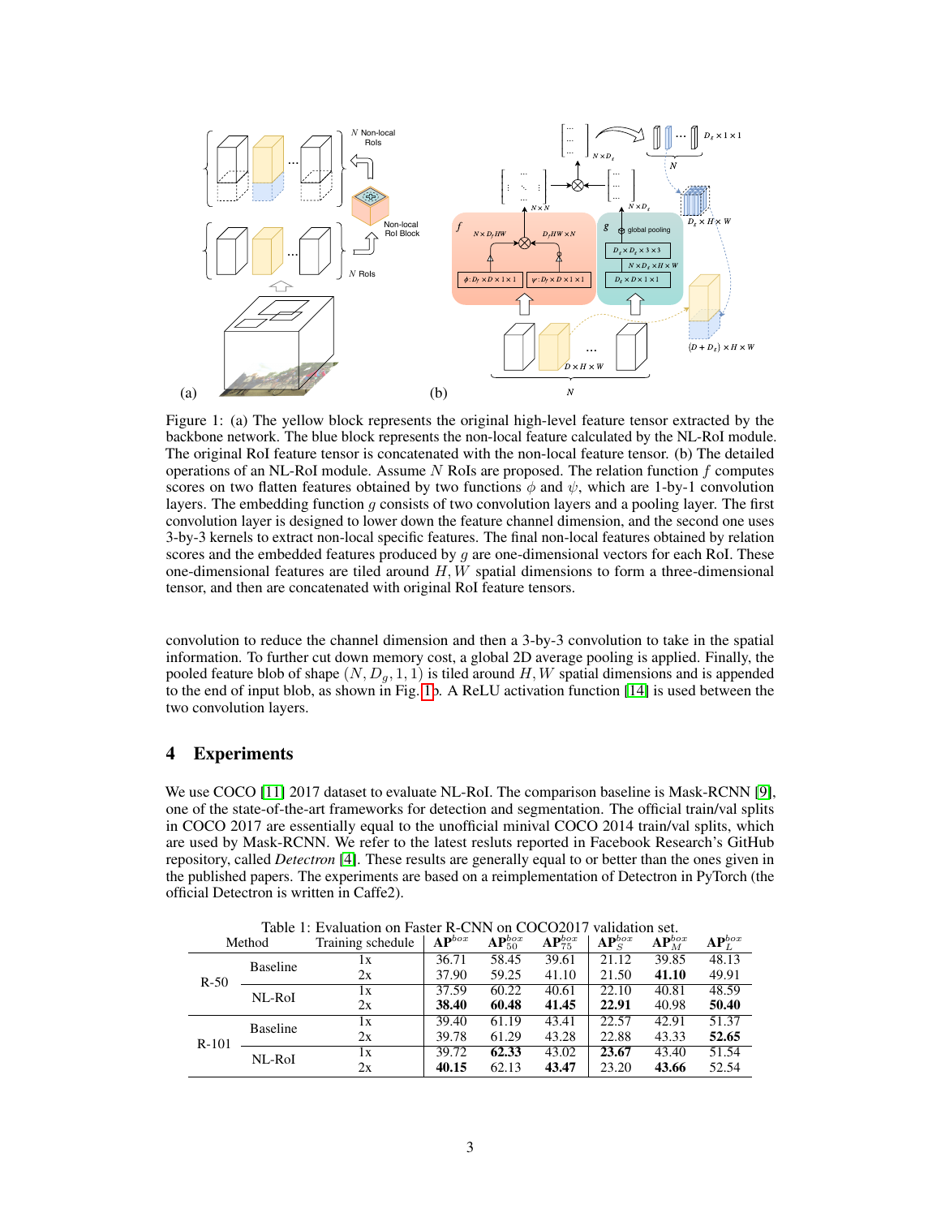Figure 1: (a) The yellow block represents the original high-level feature tensor extracted by the backbone network. The blue block represents the non-local feature calculated by the NL-RoI module. The original RoI feature tensor is concatenated with the non-local feature tensor. (b) The detailed operations of an NL-RoI module. Assume $N$ RoIs are proposed. The relation function $f$ computes scores on two flatten features obtained by two functions $\phi$ and $\psi$, which are 1-by-1 convolution layers. The embedding function $g$ consists of two convolution layers and a pooling layer. The first convolution layer is designed to lower down the feature channel dimension, and the second one uses 3-by-3 kernels to extract non-local specific features. The final non-local features obtained by relation scores and the embedded features produced by $g$ are one-dimensional vectors for each RoI. These one-dimensional features are tiled around $H, W$ spatial dimensions to form a three-dimensional tensor, and then are concatenated with original RoI feature tensors.

convolution to reduce the channel dimension and then a 3-by-3 convolution to take in the spatial information. To further cut down memory cost, a global 2D average pooling is applied. Finally, the pooled feature blob of shape $(N, D_g, 1, 1)$ is tiled around $H, W$ spatial dimensions and is appended to the end of input blob, as shown in Fig. 1b. A ReLU activation function [14] is used between the two convolution layers.

# 4 Experiments

We use COCO [11] 2017 dataset to evaluate NL-RoI. The comparison baseline is Mask-RCNN [9], one of the state-of-the-art frameworks for detection and segmentation. The official train/val splits in COCO 2017 are essentially equal to the unofficial minival COCO 2014 train/val splits, which are used by Mask-RCNN. We refer to the latest resluts reported in Facebook Research's GitHub repository, called *Detectron* [4]. These results are generally equal to or better than the ones given in the published papers. The experiments are based on a reimplementation of Detectron in PyTorch (the official Detectron is written in Caffe2).

Table 1: Evaluation on Faster R-CNN on COCO2017 validation set.

| Method | | Training schedule | $AP^{box}$ | $AP^{box}_{50}$ | $AP^{box}_{75}$ | $AP^{box}_{S}$ | $AP^{box}_{M}$ | $AP^{box}_{L}$ |
|---|---|---|---|---|---|---|---|---|
| R-50 | Baseline | 1x | 36.71 | 58.45 | 39.61 | 21.12 | 39.85 | 48.13 |
| | | 2x | 37.90 | 59.25 | 41.10 | 21.50 | **41.10** | 49.91 |
| | NL-RoI | 1x | 37.59 | 60.22 | 40.61 | 22.10 | 40.81 | 48.59 |
| | | 2x | **38.40** | **60.48** | **41.45** | **22.91** | 40.98 | **50.40** |
| R-101 | Baseline | 1x | 39.40 | 61.19 | 43.41 | 22.57 | 42.91 | 51.37 |
| | | 2x | 39.78 | 61.29 | 43.28 | 22.88 | 43.33 | **52.65** |
| | NL-RoI | 1x | 39.72 | **62.33** | 43.02 | **23.67** | 43.40 | 51.54 |
| | | 2x | **40.15** | 62.13 | **43.47** | 23.20 | **43.66** | 52.54 |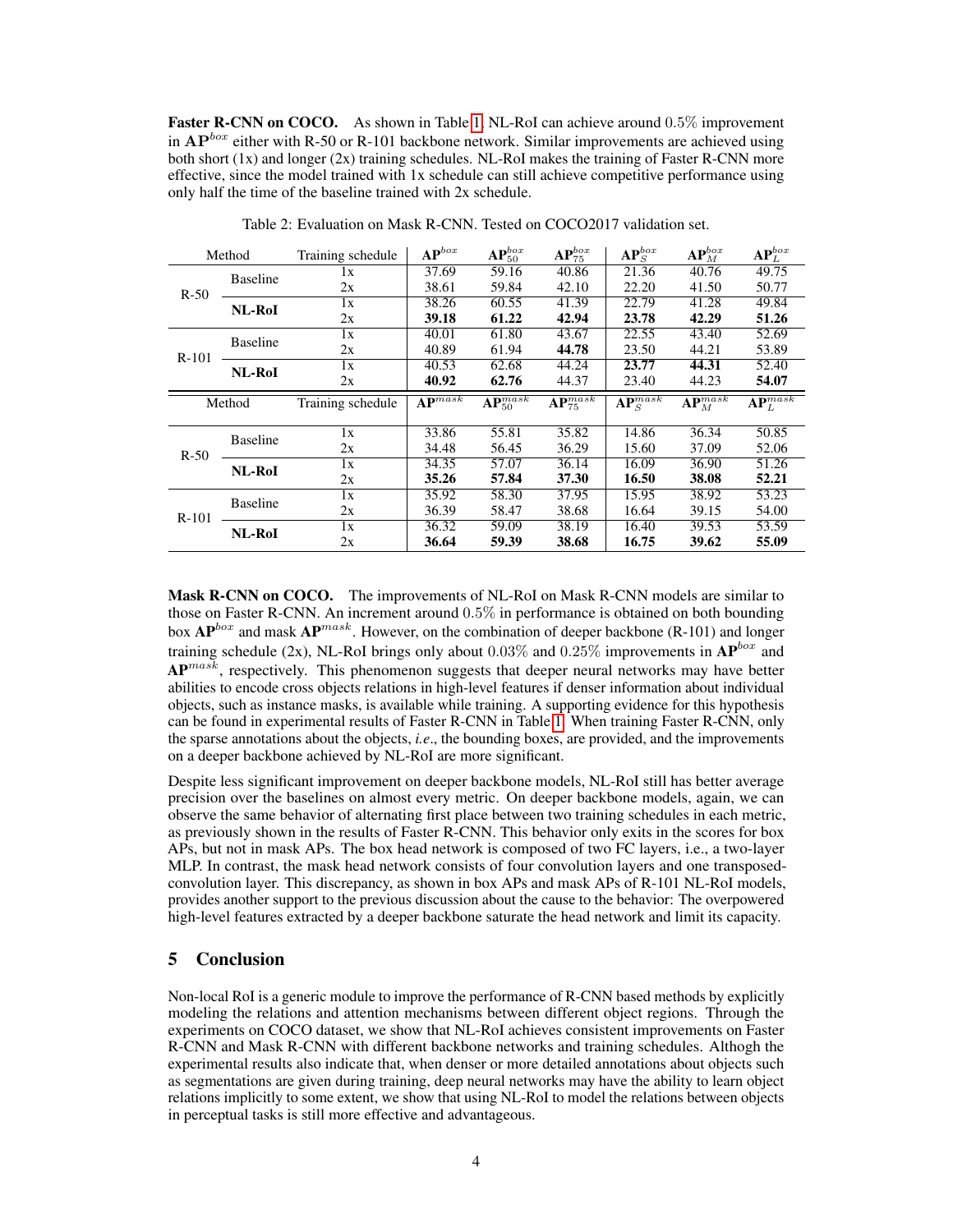**Faster R-CNN on COCO.** As shown in Table 1, NL-RoI can achieve around $0.5\%$ improvement in $\mathbf{AP}^{box}$ either with R-50 or R-101 backbone network. Similar improvements are achieved using both short (1x) and longer (2x) training schedules. NL-RoI makes the training of Faster R-CNN more effective, since the model trained with 1x schedule can still achieve competitive performance using only half the time of the baseline trained with 2x schedule.

Table 2: Evaluation on Mask R-CNN. Tested on COCO2017 validation set.

| Method | | Training schedule | $\mathbf{AP}^{box}$ | $\mathbf{AP}^{box}_{50}$ | $\mathbf{AP}^{box}_{75}$ | $\mathbf{AP}^{box}_{S}$ | $\mathbf{AP}^{box}_{M}$ | $\mathbf{AP}^{box}_{L}$ |
|---|---|---|---|---|---|---|---|---|
| R-50 | Baseline | 1x | 37.69 | 59.16 | 40.86 | 21.36 | 40.76 | 49.75 |
| | | 2x | 38.61 | 59.84 | 42.10 | 22.20 | 41.50 | 50.77 |
| | **NL-RoI** | 1x | 38.26 | 60.55 | 41.39 | 22.79 | 41.28 | 49.84 |
| | | 2x | **39.18** | **61.22** | **42.94** | **23.78** | **42.29** | **51.26** |
| R-101 | Baseline | 1x | 40.01 | 61.80 | 43.67 | 22.55 | 43.40 | 52.69 |
| | | 2x | 40.89 | 61.94 | **44.78** | 23.50 | 44.21 | 53.89 |
| | **NL-RoI** | 1x | 40.53 | 62.68 | 44.24 | **23.77** | **44.31** | 52.40 |
| | | 2x | **40.92** | **62.76** | 44.37 | 23.40 | 44.23 | **54.07** |
| **Method** | | **Training schedule** | $\mathbf{AP}^{mask}$ | $\mathbf{AP}^{mask}_{50}$ | $\mathbf{AP}^{mask}_{75}$ | $\mathbf{AP}^{mask}_{S}$ | $\mathbf{AP}^{mask}_{M}$ | $\mathbf{AP}^{mask}_{L}$ |
| R-50 | Baseline | 1x | 33.86 | 55.81 | 35.82 | 14.86 | 36.34 | 50.85 |
| | | 2x | 34.48 | 56.45 | 36.29 | 15.60 | 37.09 | 52.06 |
| | **NL-RoI** | 1x | 34.35 | 57.07 | 36.14 | 16.09 | 36.90 | 51.26 |
| | | 2x | **35.26** | **57.84** | **37.30** | **16.50** | **38.08** | **52.21** |
| R-101 | Baseline | 1x | 35.92 | 58.30 | 37.95 | 15.95 | 38.92 | 53.23 |
| | | 2x | 36.39 | 58.47 | 38.68 | 16.64 | 39.15 | 54.00 |
| | **NL-RoI** | 1x | 36.32 | 59.09 | 38.19 | 16.40 | 39.53 | 53.59 |
| | | 2x | **36.64** | **59.39** | **38.68** | **16.75** | **39.62** | **55.09** |

**Mask R-CNN on COCO.** The improvements of NL-RoI on Mask R-CNN models are similar to those on Faster R-CNN. An increment around $0.5\%$ in performance is obtained on both bounding box $\mathbf{AP}^{box}$ and mask $\mathbf{AP}^{mask}$. However, on the combination of deeper backbone (R-101) and longer training schedule (2x), NL-RoI brings only about $0.03\%$ and $0.25\%$ improvements in $\mathbf{AP}^{box}$ and $\mathbf{AP}^{mask}$, respectively. This phenomenon suggests that deeper neural networks may have better abilities to encode cross objects relations in high-level features if denser information about individual objects, such as instance masks, is available while training. A supporting evidence for this hypothesis can be found in experimental results of Faster R-CNN in Table 1. When training Faster R-CNN, only the sparse annotations about the objects, *i.e*., the bounding boxes, are provided, and the improvements on a deeper backbone achieved by NL-RoI are more significant.

Despite less significant improvement on deeper backbone models, NL-RoI still has better average precision over the baselines on almost every metric. On deeper backbone models, again, we can observe the same behavior of alternating first place between two training schedules in each metric, as previously shown in the results of Faster R-CNN. This behavior only exits in the scores for box APs, but not in mask APs. The box head network is composed of two FC layers, i.e., a two-layer MLP. In contrast, the mask head network consists of four convolution layers and one transposed-convolution layer. This discrepancy, as shown in box APs and mask APs of R-101 NL-RoI models, provides another support to the previous discussion about the cause to the behavior: The overpowered high-level features extracted by a deeper backbone saturate the head network and limit its capacity.

## 5 Conclusion

Non-local RoI is a generic module to improve the performance of R-CNN based methods by explicitly modeling the relations and attention mechanisms between different object regions. Through the experiments on COCO dataset, we show that NL-RoI achieves consistent improvements on Faster R-CNN and Mask R-CNN with different backbone networks and training schedules. Althogh the experimental results also indicate that, when denser or more detailed annotations about objects such as segmentations are given during training, deep neural networks may have the ability to learn object relations implicitly to some extent, we show that using NL-RoI to model the relations between objects in perceptual tasks is still more effective and advantageous.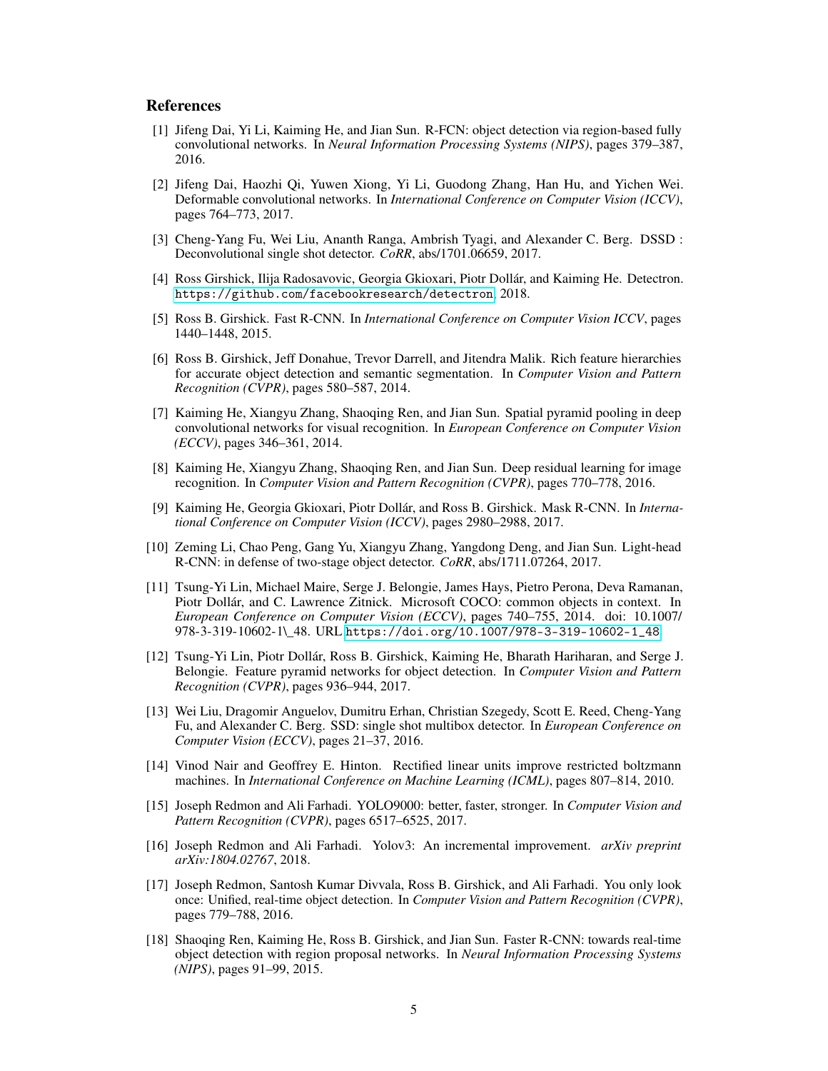## References

[1] Jifeng Dai, Yi Li, Kaiming He, and Jian Sun. R-FCN: object detection via region-based fully convolutional networks. In *Neural Information Processing Systems (NIPS)*, pages 379–387, 2016.

[2] Jifeng Dai, Haozhi Qi, Yuwen Xiong, Yi Li, Guodong Zhang, Han Hu, and Yichen Wei. Deformable convolutional networks. In *International Conference on Computer Vision (ICCV)*, pages 764–773, 2017.

[3] Cheng-Yang Fu, Wei Liu, Ananth Ranga, Ambrish Tyagi, and Alexander C. Berg. DSSD : Deconvolutional single shot detector. *CoRR*, abs/1701.06659, 2017.

[4] Ross Girshick, Ilija Radosavovic, Georgia Gkioxari, Piotr Dollár, and Kaiming He. Detectron. https://github.com/facebookresearch/detectron, 2018.

[5] Ross B. Girshick. Fast R-CNN. In *International Conference on Computer Vision ICCV*, pages 1440–1448, 2015.

[6] Ross B. Girshick, Jeff Donahue, Trevor Darrell, and Jitendra Malik. Rich feature hierarchies for accurate object detection and semantic segmentation. In *Computer Vision and Pattern Recognition (CVPR)*, pages 580–587, 2014.

[7] Kaiming He, Xiangyu Zhang, Shaoqing Ren, and Jian Sun. Spatial pyramid pooling in deep convolutional networks for visual recognition. In *European Conference on Computer Vision (ECCV)*, pages 346–361, 2014.

[8] Kaiming He, Xiangyu Zhang, Shaoqing Ren, and Jian Sun. Deep residual learning for image recognition. In *Computer Vision and Pattern Recognition (CVPR)*, pages 770–778, 2016.

[9] Kaiming He, Georgia Gkioxari, Piotr Dollár, and Ross B. Girshick. Mask R-CNN. In *International Conference on Computer Vision (ICCV)*, pages 2980–2988, 2017.

[10] Zeming Li, Chao Peng, Gang Yu, Xiangyu Zhang, Yangdong Deng, and Jian Sun. Light-head R-CNN: in defense of two-stage object detector. *CoRR*, abs/1711.07264, 2017.

[11] Tsung-Yi Lin, Michael Maire, Serge J. Belongie, James Hays, Pietro Perona, Deva Ramanan, Piotr Dollár, and C. Lawrence Zitnick. Microsoft COCO: common objects in context. In *European Conference on Computer Vision (ECCV)*, pages 740–755, 2014. doi: 10.1007/978-3-319-10602-1\_48. URL https://doi.org/10.1007/978-3-319-10602-1_48.

[12] Tsung-Yi Lin, Piotr Dollár, Ross B. Girshick, Kaiming He, Bharath Hariharan, and Serge J. Belongie. Feature pyramid networks for object detection. In *Computer Vision and Pattern Recognition (CVPR)*, pages 936–944, 2017.

[13] Wei Liu, Dragomir Anguelov, Dumitru Erhan, Christian Szegedy, Scott E. Reed, Cheng-Yang Fu, and Alexander C. Berg. SSD: single shot multibox detector. In *European Conference on Computer Vision (ECCV)*, pages 21–37, 2016.

[14] Vinod Nair and Geoffrey E. Hinton. Rectified linear units improve restricted boltzmann machines. In *International Conference on Machine Learning (ICML)*, pages 807–814, 2010.

[15] Joseph Redmon and Ali Farhadi. YOLO9000: better, faster, stronger. In *Computer Vision and Pattern Recognition (CVPR)*, pages 6517–6525, 2017.

[16] Joseph Redmon and Ali Farhadi. Yolov3: An incremental improvement. *arXiv preprint arXiv:1804.02767*, 2018.

[17] Joseph Redmon, Santosh Kumar Divvala, Ross B. Girshick, and Ali Farhadi. You only look once: Unified, real-time object detection. In *Computer Vision and Pattern Recognition (CVPR)*, pages 779–788, 2016.

[18] Shaoqing Ren, Kaiming He, Ross B. Girshick, and Jian Sun. Faster R-CNN: towards real-time object detection with region proposal networks. In *Neural Information Processing Systems (NIPS)*, pages 91–99, 2015.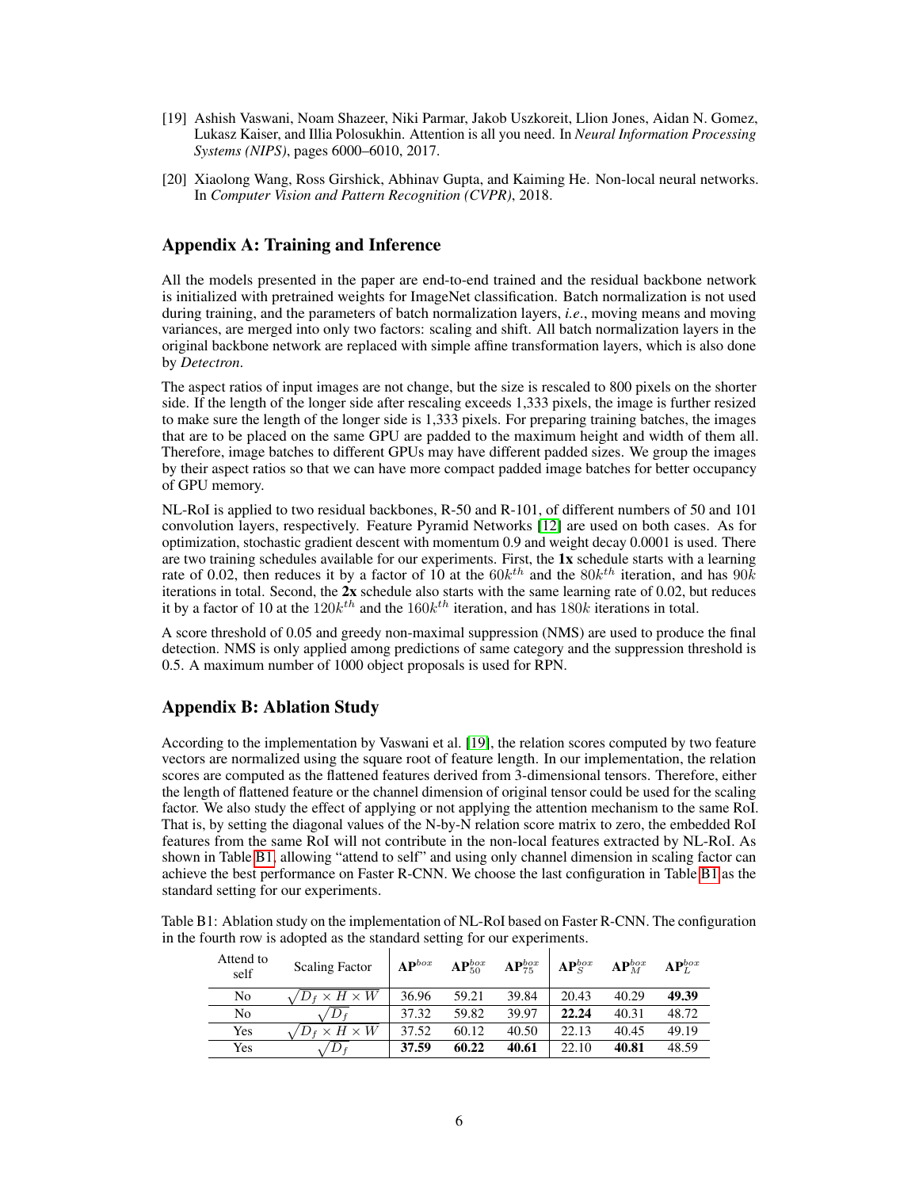[19] Ashish Vaswani, Noam Shazeer, Niki Parmar, Jakob Uszkoreit, Llion Jones, Aidan N. Gomez, Lukasz Kaiser, and Illia Polosukhin. Attention is all you need. In *Neural Information Processing Systems (NIPS)*, pages 6000–6010, 2017.

[20] Xiaolong Wang, Ross Girshick, Abhinav Gupta, and Kaiming He. Non-local neural networks. In *Computer Vision and Pattern Recognition (CVPR)*, 2018.

## Appendix A: Training and Inference

All the models presented in the paper are end-to-end trained and the residual backbone network is initialized with pretrained weights for ImageNet classification. Batch normalization is not used during training, and the parameters of batch normalization layers, *i.e.*, moving means and moving variances, are merged into only two factors: scaling and shift. All batch normalization layers in the original backbone network are replaced with simple affine transformation layers, which is also done by *Detectron*.

The aspect ratios of input images are not change, but the size is rescaled to 800 pixels on the shorter side. If the length of the longer side after rescaling exceeds 1,333 pixels, the image is further resized to make sure the length of the longer side is 1,333 pixels. For preparing training batches, the images that are to be placed on the same GPU are padded to the maximum height and width of them all. Therefore, image batches to different GPUs may have different padded sizes. We group the images by their aspect ratios so that we can have more compact padded image batches for better occupancy of GPU memory.

NL-RoI is applied to two residual backbones, R-50 and R-101, of different numbers of 50 and 101 convolution layers, respectively. Feature Pyramid Networks [12] are used on both cases. As for optimization, stochastic gradient descent with momentum 0.9 and weight decay 0.0001 is used. There are two training schedules available for our experiments. First, the **1x** schedule starts with a learning rate of 0.02, then reduces it by a factor of 10 at the $60k^{th}$ and the $80k^{th}$ iteration, and has $90k$ iterations in total. Second, the **2x** schedule also starts with the same learning rate of 0.02, but reduces it by a factor of 10 at the $120k^{th}$ and the $160k^{th}$ iteration, and has $180k$ iterations in total.

A score threshold of 0.05 and greedy non-maximal suppression (NMS) are used to produce the final detection. NMS is only applied among predictions of same category and the suppression threshold is 0.5. A maximum number of 1000 object proposals is used for RPN.

## Appendix B: Ablation Study

According to the implementation by Vaswani et al. [19], the relation scores computed by two feature vectors are normalized using the square root of feature length. In our implementation, the relation scores are computed as the flattened features derived from 3-dimensional tensors. Therefore, either the length of flattened feature or the channel dimension of original tensor could be used for the scaling factor. We also study the effect of applying or not applying the attention mechanism to the same RoI. That is, by setting the diagonal values of the N-by-N relation score matrix to zero, the embedded RoI features from the same RoI will not contribute in the non-local features extracted by NL-RoI. As shown in Table B1, allowing "attend to self" and using only channel dimension in scaling factor can achieve the best performance on Faster R-CNN. We choose the last configuration in Table B1 as the standard setting for our experiments.

Table B1: Ablation study on the implementation of NL-RoI based on Faster R-CNN. The configuration in the fourth row is adopted as the standard setting for our experiments.

| Attend to self | Scaling Factor | $\mathbf{AP}^{box}$ | $\mathbf{AP}^{box}_{50}$ | $\mathbf{AP}^{box}_{75}$ | $\mathbf{AP}^{box}_{S}$ | $\mathbf{AP}^{box}_{M}$ | $\mathbf{AP}^{box}_{L}$ |
|---|---|---|---|---|---|---|---|
| No | $\sqrt{D_f \times H \times W}$ | 36.96 | 59.21 | 39.84 | 20.43 | 40.29 | **49.39** |
| No | $\sqrt{D_f}$ | 37.32 | 59.82 | 39.97 | **22.24** | 40.31 | 48.72 |
| Yes | $\sqrt{D_f \times H \times W}$ | 37.52 | 60.12 | 40.50 | 22.13 | 40.45 | 49.19 |
| Yes | $\sqrt{D_f}$ | **37.59** | **60.22** | **40.61** | 22.10 | **40.81** | 48.59 |